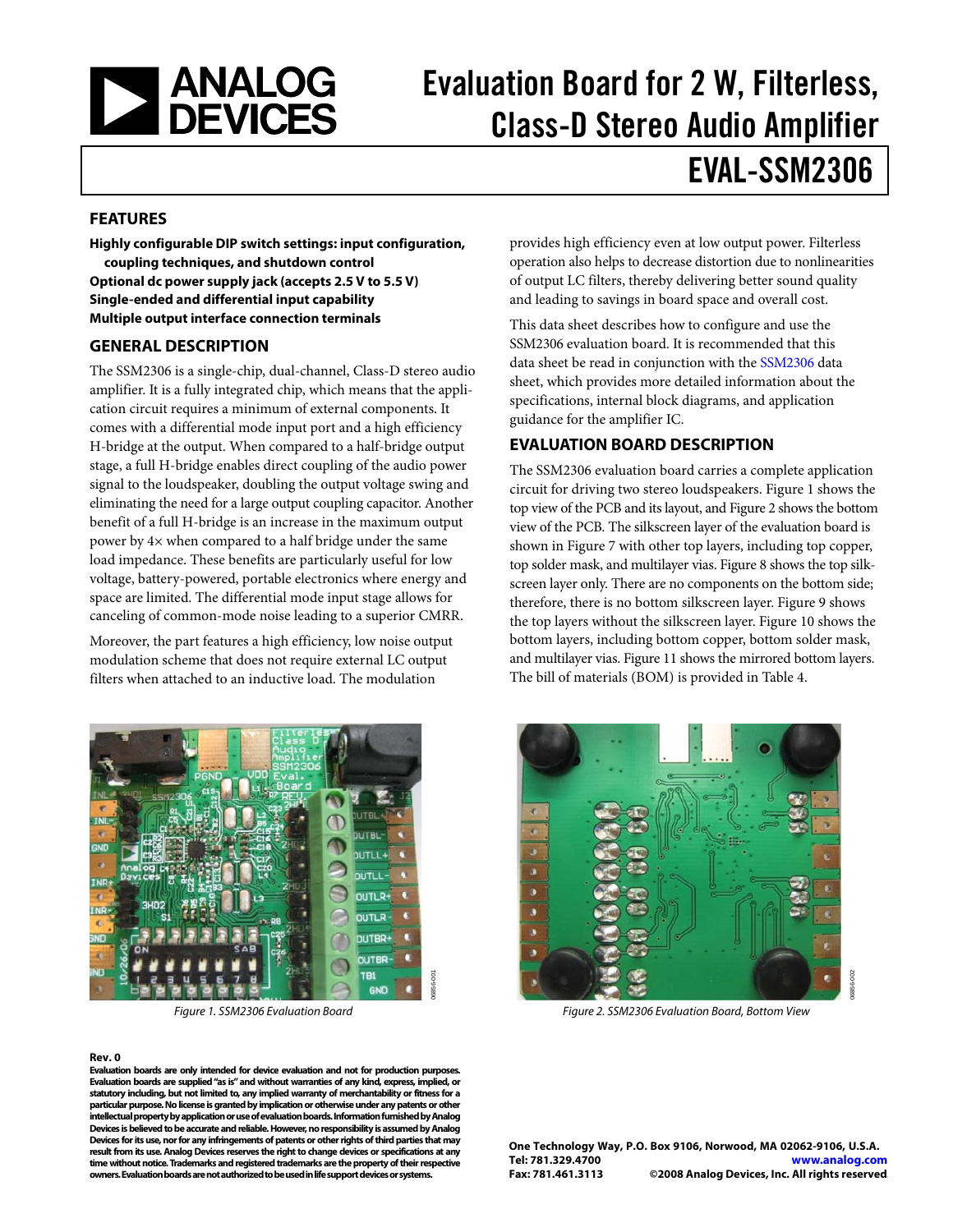# Evaluation Board for 2 W, Filterless, Class-D Stereo Audio Amplifier

# EVAL-SSM2306

## FEATURES

**Highly configurable DIP switch settings: input configuration, coupling techniques, and shutdown control**
**Optional dc power supply jack (accepts 2.5 V to 5.5 V)**
**Single-ended and differential input capability**
**Multiple output interface connection terminals**

## GENERAL DESCRIPTION

The SSM2306 is a single-chip, dual-channel, Class-D stereo audio amplifier. It is a fully integrated chip, which means that the application circuit requires a minimum of external components. It comes with a differential mode input port and a high efficiency H-bridge at the output. When compared to a half-bridge output stage, a full H-bridge enables direct coupling of the audio power signal to the loudspeaker, doubling the output voltage swing and eliminating the need for a large output coupling capacitor. Another benefit of a full H-bridge is an increase in the maximum output power by 4× when compared to a half bridge under the same load impedance. These benefits are particularly useful for low voltage, battery-powered, portable electronics where energy and space are limited. The differential mode input stage allows for canceling of common-mode noise leading to a superior CMRR.

Moreover, the part features a high efficiency, low noise output modulation scheme that does not require external LC output filters when attached to an inductive load. The modulation provides high efficiency even at low output power. Filterless operation also helps to decrease distortion due to nonlinearities of output LC filters, thereby delivering better sound quality and leading to savings in board space and overall cost.

This data sheet describes how to configure and use the SSM2306 evaluation board. It is recommended that this data sheet be read in conjunction with the SSM2306 data sheet, which provides more detailed information about the specifications, internal block diagrams, and application guidance for the amplifier IC.

## EVALUATION BOARD DESCRIPTION

The SSM2306 evaluation board carries a complete application circuit for driving two stereo loudspeakers. Figure 1 shows the top view of the PCB and its layout, and Figure 2 shows the bottom view of the PCB. The silkscreen layer of the evaluation board is shown in Figure 7 with other top layers, including top copper, top solder mask, and multilayer vias. Figure 8 shows the top silkscreen layer only. There are no components on the bottom side; therefore, there is no bottom silkscreen layer. Figure 9 shows the top layers without the silkscreen layer. Figure 10 shows the bottom layers, including bottom copper, bottom solder mask, and multilayer vias. Figure 11 shows the mirrored bottom layers. The bill of materials (BOM) is provided in Table 4.

*Figure 1. SSM2306 Evaluation Board*

*Figure 2. SSM2306 Evaluation Board, Bottom View*

**Rev. 0**

**Evaluation boards are only intended for device evaluation and not for production purposes. Evaluation boards are supplied "as is" and without warranties of any kind, express, implied, or statutory including, but not limited to, any implied warranty of merchantability or fitness for a particular purpose. No license is granted by implication or otherwise under any patents or other intellectual property by application or use of evaluation boards. Information furnished by Analog Devices is believed to be accurate and reliable. However, no responsibility is assumed by Analog Devices for its use, nor for any infringements of patents or other rights of third parties that may result from its use. Analog Devices reserves the right to change devices or specifications at any time without notice. Trademarks and registered trademarks are the property of their respective owners. Evaluation boards are not authorized to be used in life support devices or systems.**

**One Technology Way, P.O. Box 9106, Norwood, MA 02062-9106, U.S.A.**
**Tel: 781.329.4700 www.analog.com**
**Fax: 781.461.3113 ©2008 Analog Devices, Inc. All rights reserved.**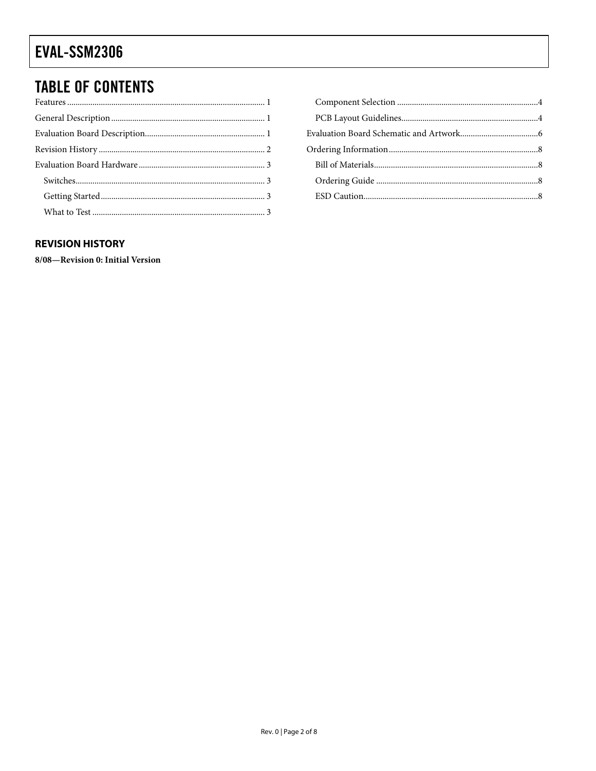## TABLE OF CONTENTS

Features .......................................................................................... 1
General Description ..................................................................... 1
Evaluation Board Description..................................................... 1
Revision History ........................................................................... 2
Evaluation Board Hardware ........................................................ 3
  Switches...................................................................................... 3
  Getting Started........................................................................... 3
  What to Test .............................................................................. 3
  Component Selection ................................................................ 4
  PCB Layout Guidelines.............................................................. 4
Evaluation Board Schematic and Artwork.................................. 6
Ordering Information................................................................... 8
  Bill of Materials.......................................................................... 8
  Ordering Guide ......................................................................... 8
  ESD Caution............................................................................... 8

### REVISION HISTORY

**8/08—Revision 0: Initial Version**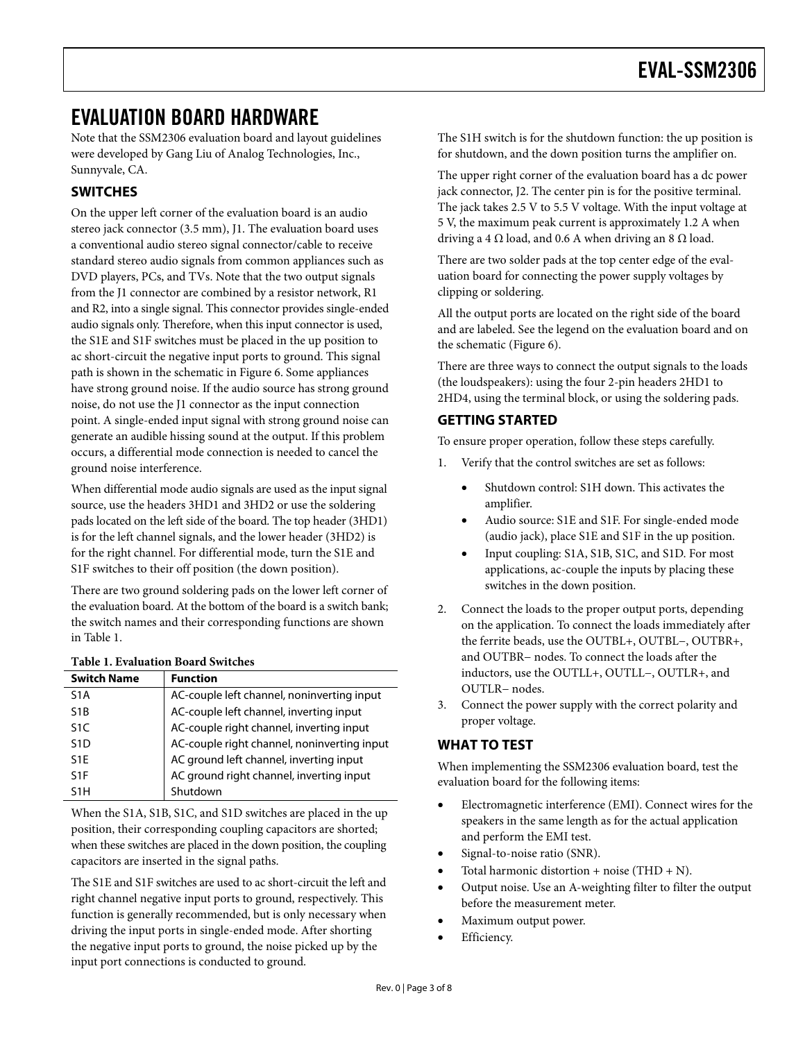# EVALUATION BOARD HARDWARE

Note that the SSM2306 evaluation board and layout guidelines were developed by Gang Liu of Analog Technologies, Inc., Sunnyvale, CA.

## SWITCHES

On the upper left corner of the evaluation board is an audio stereo jack connector (3.5 mm), J1. The evaluation board uses a conventional audio stereo signal connector/cable to receive standard stereo audio signals from common appliances such as DVD players, PCs, and TVs. Note that the two output signals from the J1 connector are combined by a resistor network, R1 and R2, into a single signal. This connector provides single-ended audio signals only. Therefore, when this input connector is used, the S1E and S1F switches must be placed in the up position to ac short-circuit the negative input ports to ground. This signal path is shown in the schematic in Figure 6. Some appliances have strong ground noise. If the audio source has strong ground noise, do not use the J1 connector as the input connection point. A single-ended input signal with strong ground noise can generate an audible hissing sound at the output. If this problem occurs, a differential mode connection is needed to cancel the ground noise interference.

When differential mode audio signals are used as the input signal source, use the headers 3HD1 and 3HD2 or use the soldering pads located on the left side of the board. The top header (3HD1) is for the left channel signals, and the lower header (3HD2) is for the right channel. For differential mode, turn the S1E and S1F switches to their off position (the down position).

There are two ground soldering pads on the lower left corner of the evaluation board. At the bottom of the board is a switch bank; the switch names and their corresponding functions are shown in Table 1.

**Table 1. Evaluation Board Switches**

| Switch Name | Function |
|---|---|
| S1A | AC-couple left channel, noninverting input |
| S1B | AC-couple left channel, inverting input |
| S1C | AC-couple right channel, inverting input |
| S1D | AC-couple right channel, noninverting input |
| S1E | AC ground left channel, inverting input |
| S1F | AC ground right channel, inverting input |
| S1H | Shutdown |

When the S1A, S1B, S1C, and S1D switches are placed in the up position, their corresponding coupling capacitors are shorted; when these switches are placed in the down position, the coupling capacitors are inserted in the signal paths.

The S1E and S1F switches are used to ac short-circuit the left and right channel negative input ports to ground, respectively. This function is generally recommended, but is only necessary when driving the input ports in single-ended mode. After shorting the negative input ports to ground, the noise picked up by the input port connections is conducted to ground.

The S1H switch is for the shutdown function: the up position is for shutdown, and the down position turns the amplifier on.

The upper right corner of the evaluation board has a dc power jack connector, J2. The center pin is for the positive terminal. The jack takes 2.5 V to 5.5 V voltage. With the input voltage at 5 V, the maximum peak current is approximately 1.2 A when driving a 4 Ω load, and 0.6 A when driving an 8 Ω load.

There are two solder pads at the top center edge of the evaluation board for connecting the power supply voltages by clipping or soldering.

All the output ports are located on the right side of the board and are labeled. See the legend on the evaluation board and on the schematic (Figure 6).

There are three ways to connect the output signals to the loads (the loudspeakers): using the four 2-pin headers 2HD1 to 2HD4, using the terminal block, or using the soldering pads.

## GETTING STARTED

To ensure proper operation, follow these steps carefully.

1. Verify that the control switches are set as follows:
   - Shutdown control: S1H down. This activates the amplifier.
   - Audio source: S1E and S1F. For single-ended mode (audio jack), place S1E and S1F in the up position.
   - Input coupling: S1A, S1B, S1C, and S1D. For most applications, ac-couple the inputs by placing these switches in the down position.
2. Connect the loads to the proper output ports, depending on the application. To connect the loads immediately after the ferrite beads, use the OUTBL+, OUTBL−, OUTBR+, and OUTBR− nodes. To connect the loads after the inductors, use the OUTLL+, OUTLL−, OUTLR+, and OUTLR− nodes.
3. Connect the power supply with the correct polarity and proper voltage.

## WHAT TO TEST

When implementing the SSM2306 evaluation board, test the evaluation board for the following items:

- Electromagnetic interference (EMI). Connect wires for the speakers in the same length as for the actual application and perform the EMI test.
- Signal-to-noise ratio (SNR).
- Total harmonic distortion + noise (THD + N).
- Output noise. Use an A-weighting filter to filter the output before the measurement meter.
- Maximum output power.
- Efficiency.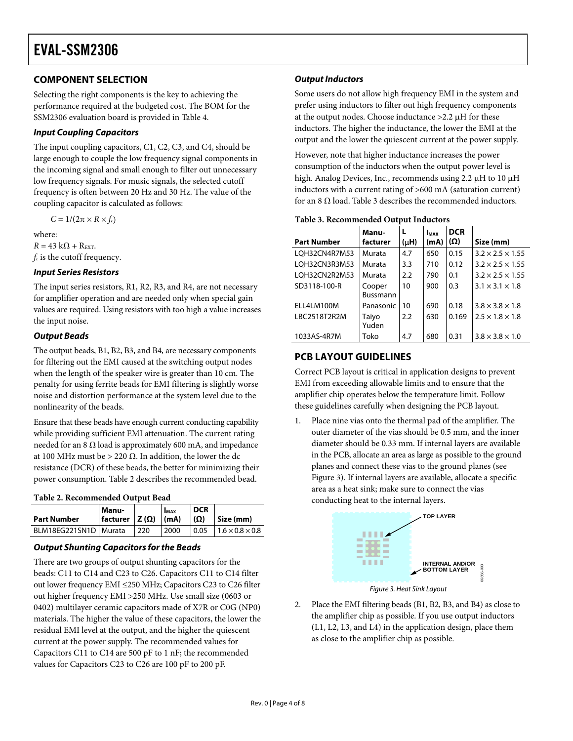## COMPONENT SELECTION

Selecting the right components is the key to achieving the performance required at the budgeted cost. The BOM for the SSM2306 evaluation board is provided in Table 4.

### Input Coupling Capacitors

The input coupling capacitors, C1, C2, C3, and C4, should be large enough to couple the low frequency signal components in the incoming signal and small enough to filter out unnecessary low frequency signals. For music signals, the selected cutoff frequency is often between 20 Hz and 30 Hz. The value of the coupling capacitor is calculated as follows:

$$C = 1/(2\pi \times R \times f_c)$$

where:
$R = 43\ k\Omega + R_{EXT}$.
$f_c$ is the cutoff frequency.

### Input Series Resistors

The input series resistors, R1, R2, R3, and R4, are not necessary for amplifier operation and are needed only when special gain values are required. Using resistors with too high a value increases the input noise.

### Output Beads

The output beads, B1, B2, B3, and B4, are necessary components for filtering out the EMI caused at the switching output nodes when the length of the speaker wire is greater than 10 cm. The penalty for using ferrite beads for EMI filtering is slightly worse noise and distortion performance at the system level due to the nonlinearity of the beads.

Ensure that these beads have enough current conducting capability while providing sufficient EMI attenuation. The current rating needed for an 8 Ω load is approximately 600 mA, and impedance at 100 MHz must be > 220 Ω. In addition, the lower the dc resistance (DCR) of these beads, the better for minimizing their power consumption. Table 2 describes the recommended bead.

**Table 2. Recommended Output Bead**

| Part Number | Manufacturer | Z (Ω) | $I_{MAX}$ (mA) | DCR (Ω) | Size (mm) |
|---|---|---|---|---|---|
| BLM18EG221SN1D | Murata | 220 | 2000 | 0.05 | 1.6 × 0.8 × 0.8 |

### Output Shunting Capacitors for the Beads

There are two groups of output shunting capacitors for the beads: C11 to C14 and C23 to C26. Capacitors C11 to C14 filter out lower frequency EMI ≤250 MHz; Capacitors C23 to C26 filter out higher frequency EMI >250 MHz. Use small size (0603 or 0402) multilayer ceramic capacitors made of X7R or C0G (NP0) materials. The higher the value of these capacitors, the lower the residual EMI level at the output, and the higher the quiescent current at the power supply. The recommended values for Capacitors C11 to C14 are 500 pF to 1 nF; the recommended values for Capacitors C23 to C26 are 100 pF to 200 pF.

### Output Inductors

Some users do not allow high frequency EMI in the system and prefer using inductors to filter out high frequency components at the output nodes. Choose inductance >2.2 μH for these inductors. The higher the inductance, the lower the EMI at the output and the lower the quiescent current at the power supply.

However, note that higher inductance increases the power consumption of the inductors when the output power level is high. Analog Devices, Inc., recommends using 2.2 μH to 10 μH inductors with a current rating of >600 mA (saturation current) for an 8 Ω load. Table 3 describes the recommended inductors.

**Table 3. Recommended Output Inductors**

| Part Number | Manufacturer | L (μH) | $I_{MAX}$ (mA) | DCR (Ω) | Size (mm) |
|---|---|---|---|---|---|
| LQH32CN4R7M53 | Murata | 4.7 | 650 | 0.15 | 3.2 × 2.5 × 1.55 |
| LQH32CN3R3M53 | Murata | 3.3 | 710 | 0.12 | 3.2 × 2.5 × 1.55 |
| LQH32CN2R2M53 | Murata | 2.2 | 790 | 0.1 | 3.2 × 2.5 × 1.55 |
| SD3118-100-R | Cooper Bussmann | 10 | 900 | 0.3 | 3.1 × 3.1 × 1.8 |
| ELL4LM100M | Panasonic | 10 | 690 | 0.18 | 3.8 × 3.8 × 1.8 |
| LBC2518T2R2M | Taiyo Yuden | 2.2 | 630 | 0.169 | 2.5 × 1.8 × 1.8 |
| 1033AS-4R7M | Toko | 4.7 | 680 | 0.31 | 3.8 × 3.8 × 1.0 |

## PCB LAYOUT GUIDELINES

Correct PCB layout is critical in application designs to prevent EMI from exceeding allowable limits and to ensure that the amplifier chip operates below the temperature limit. Follow these guidelines carefully when designing the PCB layout.

1. Place nine vias onto the thermal pad of the amplifier. The outer diameter of the vias should be 0.5 mm, and the inner diameter should be 0.33 mm. If internal layers are available in the PCB, allocate an area as large as possible to the ground planes and connect these vias to the ground planes (see Figure 3). If internal layers are available, allocate a specific area as a heat sink; make sure to connect the vias conducting heat to the internal layers.

TOP LAYER

INTERNAL AND/OR BOTTOM LAYER

*Figure 3. Heat Sink Layout*

2. Place the EMI filtering beads (B1, B2, B3, and B4) as close to the amplifier chip as possible. If you use output inductors (L1, L2, L3, and L4) in the application design, place them as close to the amplifier chip as possible.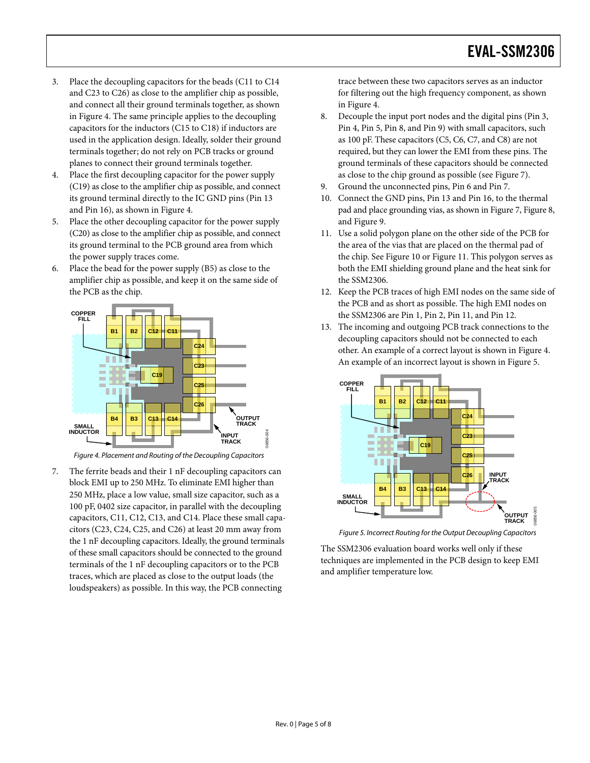3. Place the decoupling capacitors for the beads (C11 to C14 and C23 to C26) as close to the amplifier chip as possible, and connect all their ground terminals together, as shown in Figure 4. The same principle applies to the decoupling capacitors for the inductors (C15 to C18) if inductors are used in the application design. Ideally, solder their ground terminals together; do not rely on PCB tracks or ground planes to connect their ground terminals together.
4. Place the first decoupling capacitor for the power supply (C19) as close to the amplifier chip as possible, and connect its ground terminal directly to the IC GND pins (Pin 13 and Pin 16), as shown in Figure 4.
5. Place the other decoupling capacitor for the power supply (C20) as close to the amplifier chip as possible, and connect its ground terminal to the PCB ground area from which the power supply traces come.
6. Place the bead for the power supply (B5) as close to the amplifier chip as possible, and keep it on the same side of the PCB as the chip.

*Figure 4. Placement and Routing of the Decoupling Capacitors*

7. The ferrite beads and their 1 nF decoupling capacitors can block EMI up to 250 MHz. To eliminate EMI higher than 250 MHz, place a low value, small size capacitor, such as a 100 pF, 0402 size capacitor, in parallel with the decoupling capacitors, C11, C12, C13, and C14. Place these small capacitors (C23, C24, C25, and C26) at least 20 mm away from the 1 nF decoupling capacitors. Ideally, the ground terminals of these small capacitors should be connected to the ground terminals of the 1 nF decoupling capacitors or to the PCB traces, which are placed as close to the output loads (the loudspeakers) as possible. In this way, the PCB connecting trace between these two capacitors serves as an inductor for filtering out the high frequency component, as shown in Figure 4.
8. Decouple the input port nodes and the digital pins (Pin 3, Pin 4, Pin 5, Pin 8, and Pin 9) with small capacitors, such as 100 pF. These capacitors (C5, C6, C7, and C8) are not required, but they can lower the EMI from these pins. The ground terminals of these capacitors should be connected as close to the chip ground as possible (see Figure 7).
9. Ground the unconnected pins, Pin 6 and Pin 7.
10. Connect the GND pins, Pin 13 and Pin 16, to the thermal pad and place grounding vias, as shown in Figure 7, Figure 8, and Figure 9.
11. Use a solid polygon plane on the other side of the PCB for the area of the vias that are placed on the thermal pad of the chip. See Figure 10 or Figure 11. This polygon serves as both the EMI shielding ground plane and the heat sink for the SSM2306.
12. Keep the PCB traces of high EMI nodes on the same side of the PCB and as short as possible. The high EMI nodes on the SSM2306 are Pin 1, Pin 2, Pin 11, and Pin 12.
13. The incoming and outgoing PCB track connections to the decoupling capacitors should not be connected to each other. An example of a correct layout is shown in Figure 4. An example of an incorrect layout is shown in Figure 5.

*Figure 5. Incorrect Routing for the Output Decoupling Capacitors*

The SSM2306 evaluation board works well only if these techniques are implemented in the PCB design to keep EMI and amplifier temperature low.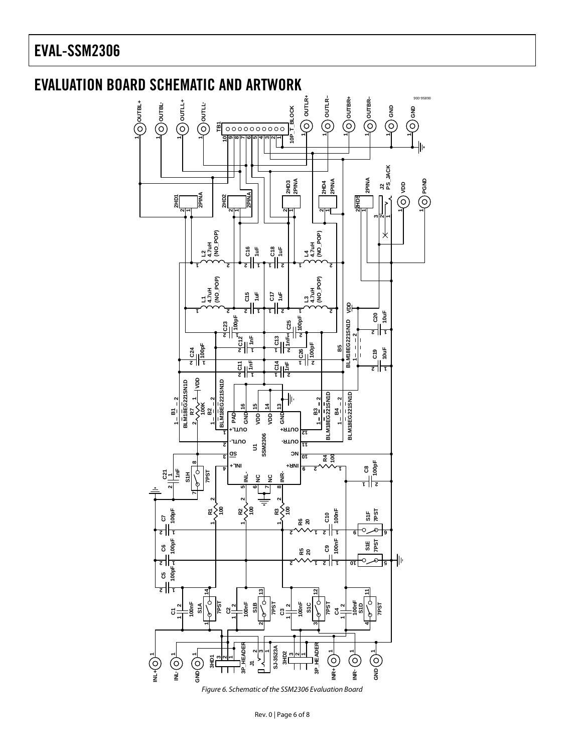## EVALUATION BOARD SCHEMATIC AND ARTWORK

Figure 6. Schematic of the SSM2306 Evaluation Board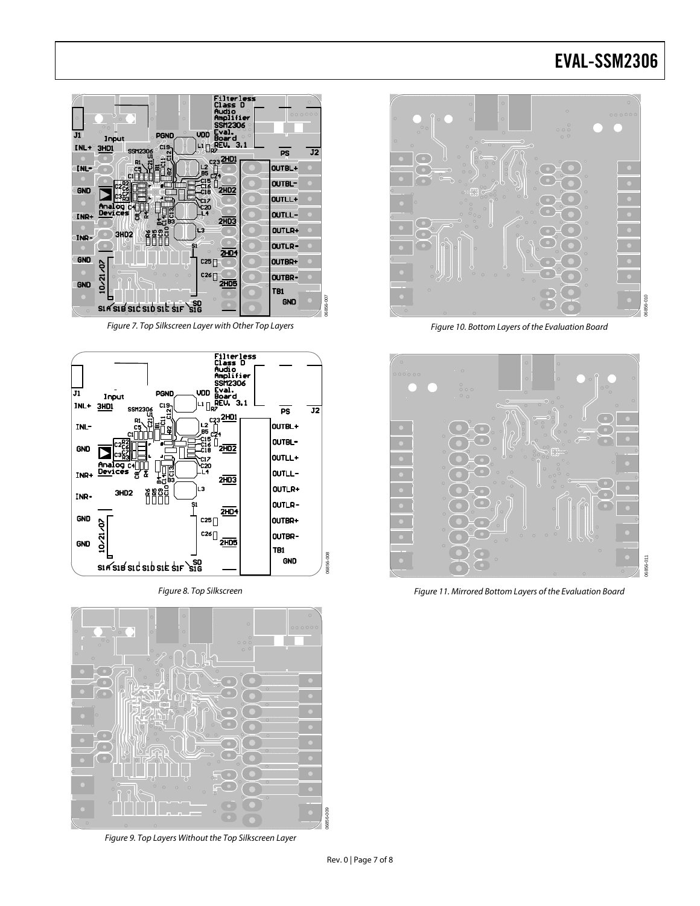Figure 7. Top Silkscreen Layer with Other Top Layers

Figure 8. Top Silkscreen

Figure 9. Top Layers Without the Top Silkscreen Layer

Figure 10. Bottom Layers of the Evaluation Board

Figure 11. Mirrored Bottom Layers of the Evaluation Board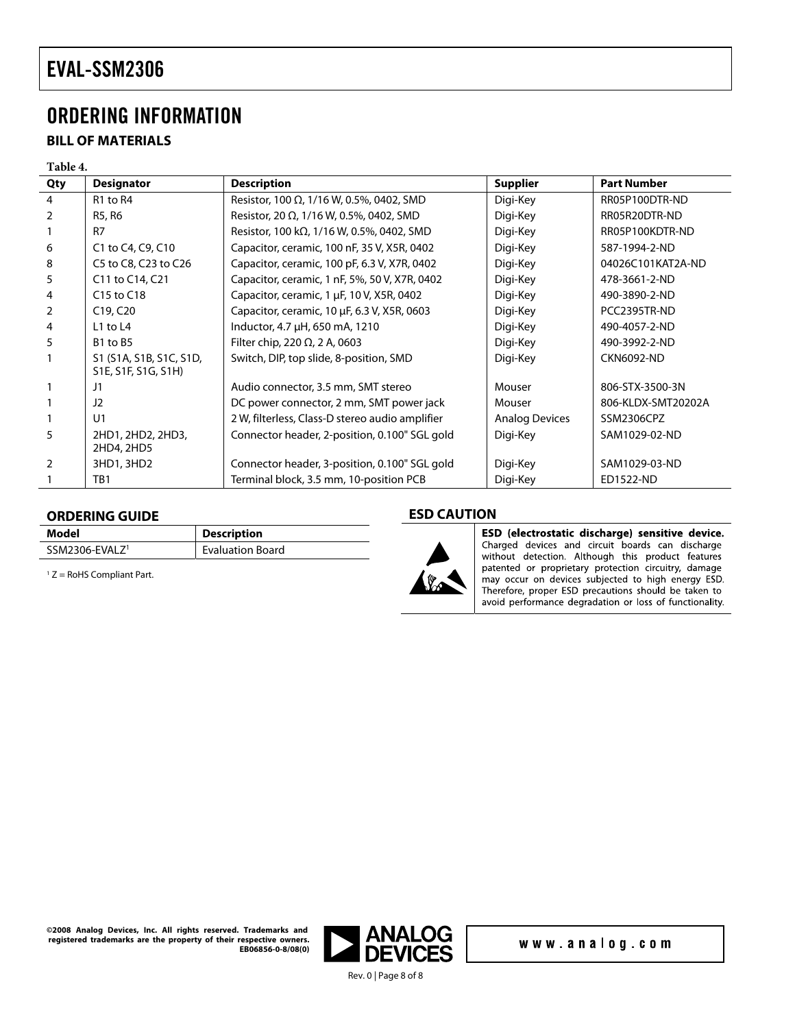# ORDERING INFORMATION

## BILL OF MATERIALS

Table 4.

| Qty | Designator | Description | Supplier | Part Number |
|---|---|---|---|---|
| 4 | R1 to R4 | Resistor, 100 Ω, 1/16 W, 0.5%, 0402, SMD | Digi-Key | RR05P100DTR-ND |
| 2 | R5, R6 | Resistor, 20 Ω, 1/16 W, 0.5%, 0402, SMD | Digi-Key | RR05R20DTR-ND |
| 1 | R7 | Resistor, 100 kΩ, 1/16 W, 0.5%, 0402, SMD | Digi-Key | RR05P100KDTR-ND |
| 6 | C1 to C4, C9, C10 | Capacitor, ceramic, 100 nF, 35 V, X5R, 0402 | Digi-Key | 587-1994-2-ND |
| 8 | C5 to C8, C23 to C26 | Capacitor, ceramic, 100 pF, 6.3 V, X7R, 0402 | Digi-Key | 04026C101KAT2A-ND |
| 5 | C11 to C14, C21 | Capacitor, ceramic, 1 nF, 5%, 50 V, X7R, 0402 | Digi-Key | 478-3661-2-ND |
| 4 | C15 to C18 | Capacitor, ceramic, 1 µF, 10 V, X5R, 0402 | Digi-Key | 490-3890-2-ND |
| 2 | C19, C20 | Capacitor, ceramic, 10 µF, 6.3 V, X5R, 0603 | Digi-Key | PCC2395TR-ND |
| 4 | L1 to L4 | Inductor, 4.7 µH, 650 mA, 1210 | Digi-Key | 490-4057-2-ND |
| 5 | B1 to B5 | Filter chip, 220 Ω, 2 A, 0603 | Digi-Key | 490-3992-2-ND |
| 1 | S1 (S1A, S1B, S1C, S1D, S1E, S1F, S1G, S1H) | Switch, DIP, top slide, 8-position, SMD | Digi-Key | CKN6092-ND |
| 1 | J1 | Audio connector, 3.5 mm, SMT stereo | Mouser | 806-STX-3500-3N |
| 1 | J2 | DC power connector, 2 mm, SMT power jack | Mouser | 806-KLDX-SMT20202A |
| 1 | U1 | 2 W, filterless, Class-D stereo audio amplifier | Analog Devices | SSM2306CPZ |
| 5 | 2HD1, 2HD2, 2HD3, 2HD4, 2HD5 | Connector header, 2-position, 0.100" SGL gold | Digi-Key | SAM1029-02-ND |
| 2 | 3HD1, 3HD2 | Connector header, 3-position, 0.100" SGL gold | Digi-Key | SAM1029-03-ND |
| 1 | TB1 | Terminal block, 3.5 mm, 10-position PCB | Digi-Key | ED1522-ND |

## ORDERING GUIDE

| Model | Description |
|---|---|
| SSM2306-EVALZ[1] | Evaluation Board |

[1] Z = RoHS Compliant Part.

## ESD CAUTION

**ESD (electrostatic discharge) sensitive device.** Charged devices and circuit boards can discharge without detection. Although this product features patented or proprietary protection circuitry, damage may occur on devices subjected to high energy ESD. Therefore, proper ESD precautions should be taken to avoid performance degradation or loss of functionality.

**©2008 Analog Devices, Inc. All rights reserved. Trademarks and registered trademarks are the property of their respective owners. EB06856-0-8/08(0)**